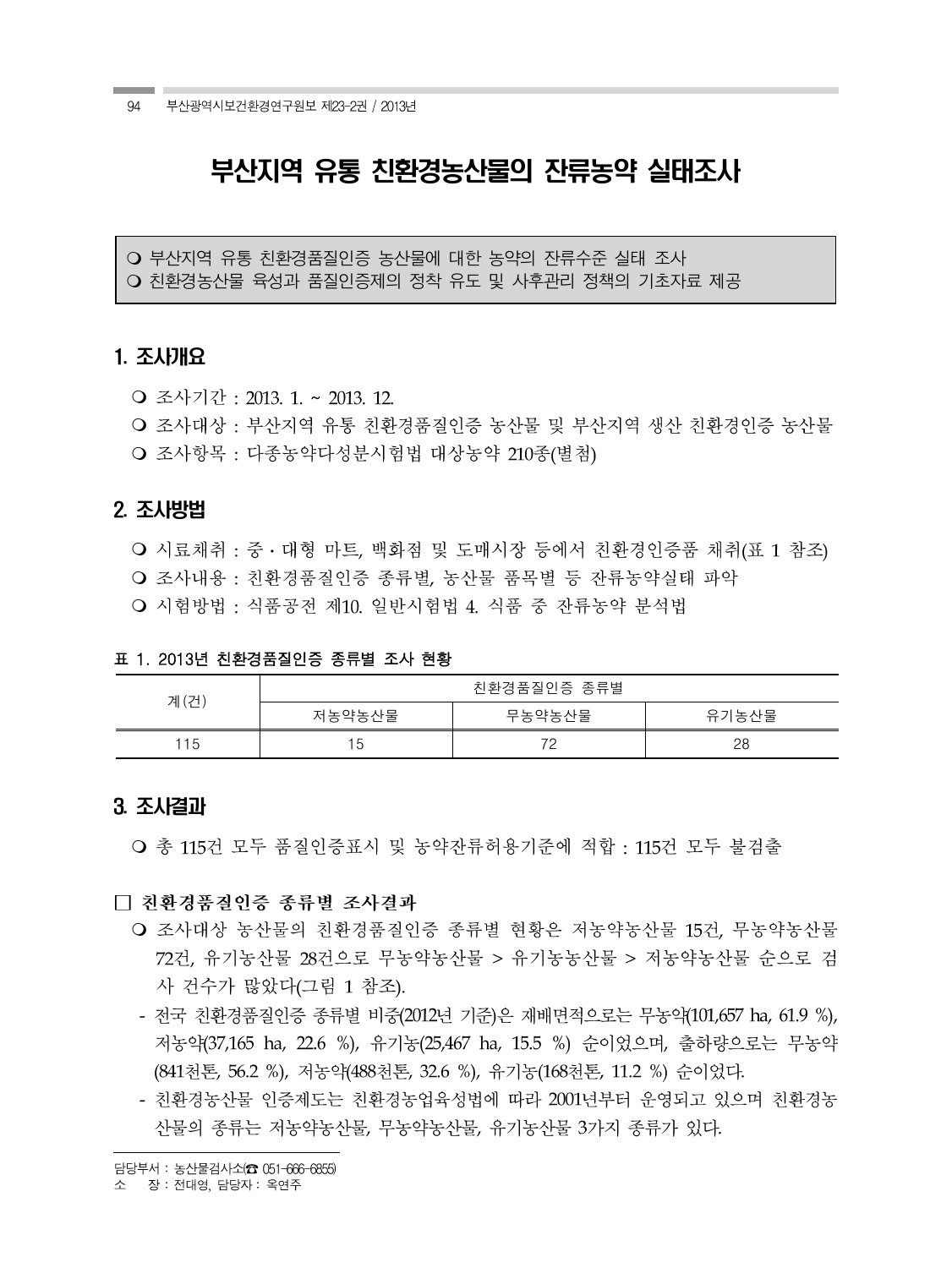# 부산지역 유통 친환경농산물의 잔류농약 실태조사

> ❍ 부산지역 유통 친환경품질인증 농산물에 대한 농약의 잔류수준 실태 조사
> ❍ 친환경농산물 육성과 품질인증제의 정착 유도 및 사후관리 정책의 기초자료 제공

## 1. 조사개요

- ❍ 조사기간 : 2013. 1. ~ 2013. 12.
- ❍ 조사대상 : 부산지역 유통 친환경품질인증 농산물 및 부산지역 생산 친환경인증 농산물
- ❍ 조사항목 : 다종농약다성분시험법 대상농약 210종(별첨)

## 2. 조사방법

- ❍ 시료채취 : 중・대형 마트, 백화점 및 도매시장 등에서 친환경인증품 채취(표 1 참조)
- ❍ 조사내용 : 친환경품질인증 종류별, 농산물 품목별 등 잔류농약실태 파악
- ❍ 시험방법 : 식품공전 제10. 일반시험법 4. 식품 중 잔류농약 분석법

**표 1. 2013년 친환경품질인증 종류별 조사 현황**

| 계(건) | 친환경품질인증 종류별 | | |
|---|---|---|---|
| | 저농약농산물 | 무농약농산물 | 유기농산물 |
| 115 | 15 | 72 | 28 |

## 3. 조사결과

- ❍ 총 115건 모두 품질인증표시 및 농약잔류허용기준에 적합 : 115건 모두 불검출

### □ 친환경품질인증 종류별 조사결과

- ❍ 조사대상 농산물의 친환경품질인증 종류별 현황은 저농약농산물 15건, 무농약농산물 72건, 유기농산물 28건으로 무농약농산물 > 유기농농산물 > 저농약농산물 순으로 검사 건수가 많았다(그림 1 참조).
  - 전국 친환경품질인증 종류별 비중(2012년 기준)은 재배면적으로는 무농약(101,657 ha, 61.9 %), 저농약(37,165 ha, 22.6 %), 유기농(25,467 ha, 15.5 %) 순이었으며, 출하량으로는 무농약(841천톤, 56.2 %), 저농약(488천톤, 32.6 %), 유기농(168천톤, 11.2 %) 순이었다.
  - 친환경농산물 인증제도는 친환경농업육성법에 따라 2001년부터 운영되고 있으며 친환경농산물의 종류는 저농약농산물, 무농약농산물, 유기농산물 3가지 종류가 있다.

---

담당부서 : 농산물검사소(☎ 051-666-6855)
소　장 : 전대영, 담당자 : 옥연주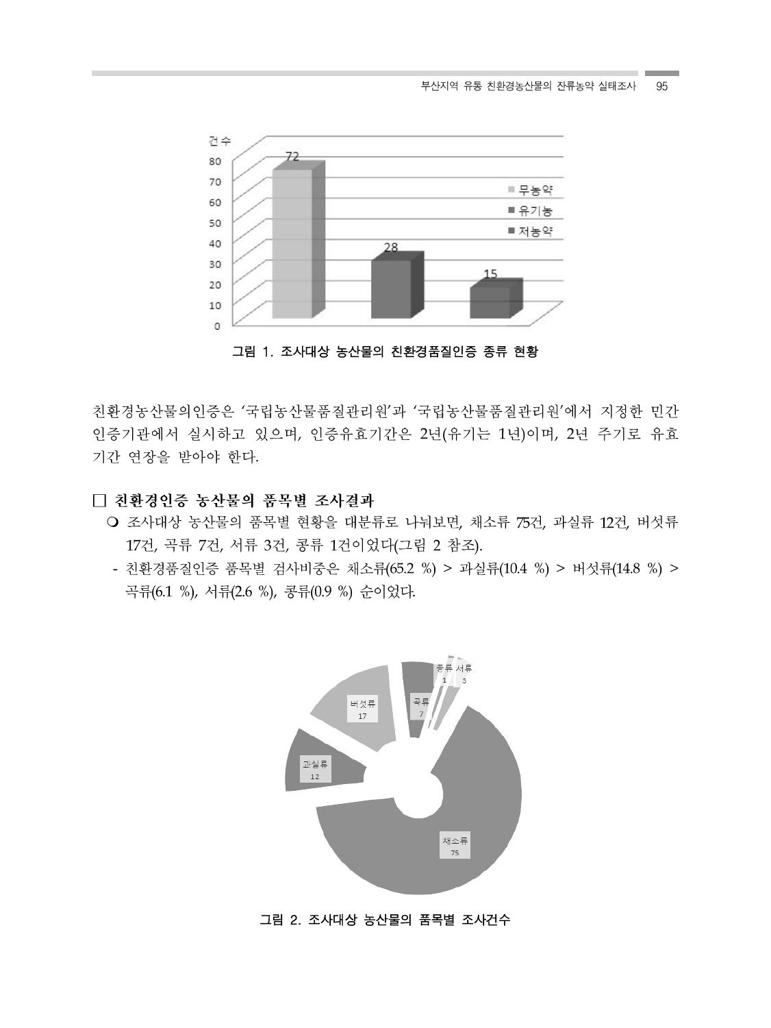그림 1. 조사대상 농산물의 친환경품질인증 종류 현황

친환경농산물의인증은 '국립농산물품질관리원'과 '국립농산물품질관리원'에서 지정한 민간 인증기관에서 실시하고 있으며, 인증유효기간은 2년(유기는 1년)이며, 2년 주기로 유효기간 연장을 받아야 한다.

### □ 친환경인증 농산물의 품목별 조사결과

- ❍ 조사대상 농산물의 품목별 현황을 대분류로 나눠보면, 채소류 75건, 과실류 12건, 버섯류 17건, 곡류 7건, 서류 3건, 콩류 1건이었다(그림 2 참조).
  - 친환경품질인증 품목별 검사비중은 채소류(65.2 %) > 과실류(10.4 %) > 버섯류(14.8 %) > 곡류(6.1 %), 서류(2.6 %), 콩류(0.9 %) 순이었다.

그림 2. 조사대상 농산물의 품목별 조사건수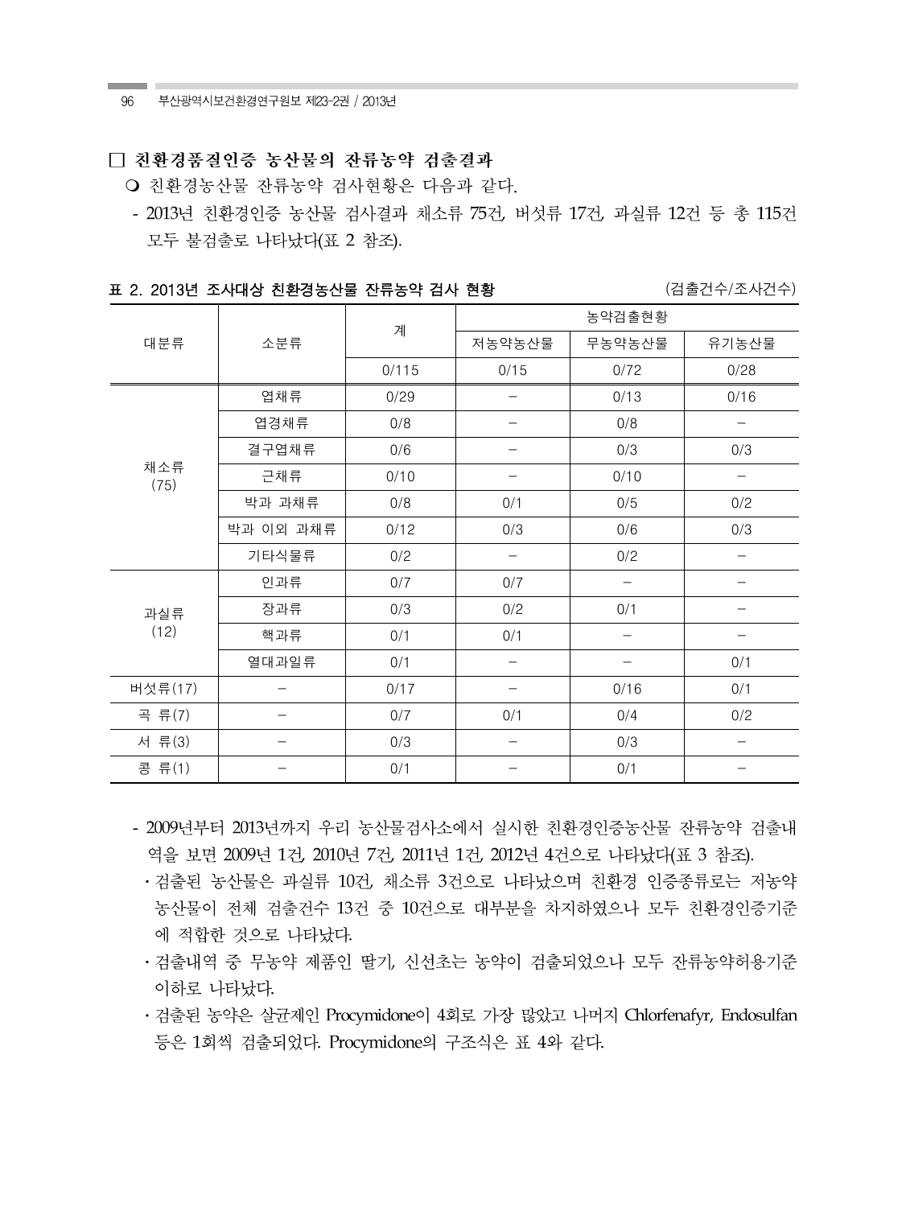## □ 친환경품질인증 농산물의 잔류농약 검출결과

○ 친환경농산물 잔류농약 검사현황은 다음과 같다.

- 2013년 친환경인증 농산물 검사결과 채소류 75건, 버섯류 17건, 과실류 12건 등 총 115건 모두 불검출로 나타났다(표 2 참조).

**표 2. 2013년 조사대상 친환경농산물 잔류농약 검사 현황** (검출건수/조사건수)

| 대분류 | 소분류 | 계 | 농약검출현황 | | |
|---|---|---|---|---|---|
| | | | 저농약농산물 | 무농약농산물 | 유기농산물 |
| | | 0/115 | 0/15 | 0/72 | 0/28 |
| 채소류 (75) | 엽채류 | 0/29 | – | 0/13 | 0/16 |
| | 엽경채류 | 0/8 | – | 0/8 | – |
| | 결구엽채류 | 0/6 | – | 0/3 | 0/3 |
| | 근채류 | 0/10 | – | 0/10 | – |
| | 박과 과채류 | 0/8 | 0/1 | 0/5 | 0/2 |
| | 박과 이외 과채류 | 0/12 | 0/3 | 0/6 | 0/3 |
| | 기타식물류 | 0/2 | – | 0/2 | – |
| 과실류 (12) | 인과류 | 0/7 | 0/7 | – | – |
| | 장과류 | 0/3 | 0/2 | 0/1 | – |
| | 핵과류 | 0/1 | 0/1 | – | – |
| | 열대과일류 | 0/1 | – | – | 0/1 |
| 버섯류(17) | – | 0/17 | – | 0/16 | 0/1 |
| 곡 류(7) | – | 0/7 | 0/1 | 0/4 | 0/2 |
| 서 류(3) | – | 0/3 | – | 0/3 | – |
| 콩 류(1) | – | 0/1 | – | 0/1 | – |

- 2009년부터 2013년까지 우리 농산물검사소에서 실시한 친환경인증농산물 잔류농약 검출내역을 보면 2009년 1건, 2010년 7건, 2011년 1건, 2012년 4건으로 나타났다(표 3 참조).
  - ･검출된 농산물은 과실류 10건, 채소류 3건으로 나타났으며 친환경 인증종류로는 저농약농산물이 전체 검출건수 13건 중 10건으로 대부분을 차지하였으나 모두 친환경인증기준에 적합한 것으로 나타났다.
  - ･검출내역 중 무농약 제품인 딸기, 신선초는 농약이 검출되었으나 모두 잔류농약허용기준 이하로 나타났다.
  - ･검출된 농약은 살균제인 Procymidone이 4회로 가장 많았고 나머지 Chlorfenafyr, Endosulfan 등은 1회씩 검출되었다. Procymidone의 구조식은 표 4와 같다.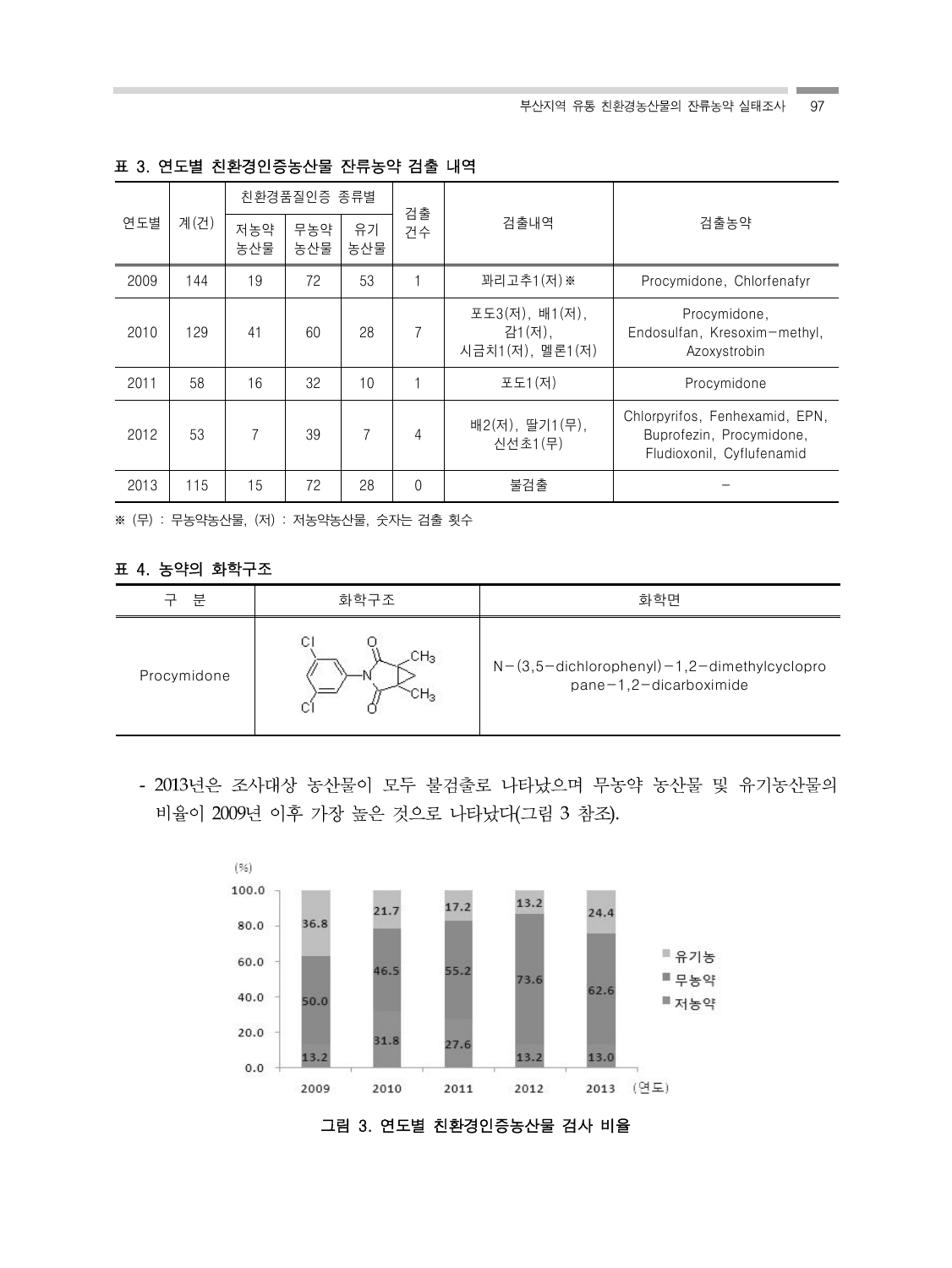**표 3. 연도별 친환경인증농산물 잔류농약 검출 내역**

| 연도별 | 계(건) | 친환경품질인증 종류별 | | | 검출 건수 | 검출내역 | 검출농약 |
|---|---|---|---|---|---|---|---|
| | | 저농약 농산물 | 무농약 농산물 | 유기 농산물 | | | |
| 2009 | 144 | 19 | 72 | 53 | 1 | 꽈리고추1(저)※ | Procymidone, Chlorfenafyr |
| 2010 | 129 | 41 | 60 | 28 | 7 | 포도3(저), 배1(저), 감1(저), 시금치1(저), 멜론1(저) | Procymidone, Endosulfan, Kresoxim-methyl, Azoxystrobin |
| 2011 | 58 | 16 | 32 | 10 | 1 | 포도1(저) | Procymidone |
| 2012 | 53 | 7 | 39 | 7 | 4 | 배2(저), 딸기1(무), 신선초1(무) | Chlorpyrifos, Fenhexamid, EPN, Buprofezin, Procymidone, Fludioxonil, Cyflufenamid |
| 2013 | 115 | 15 | 72 | 28 | 0 | 불검출 | - |

※ (무) : 무농약농산물, (저) : 저농약농산물, 숫자는 검출 횟수

**표 4. 농약의 화학구조**

| 구 분 | 화학구조 | 화학면 |
|---|---|---|
| Procymidone | | N-(3,5-dichlorophenyl)-1,2-dimethylcyclopropane-1,2-dicarboximide |

- 2013년은 조사대상 농산물이 모두 불검출로 나타났으며 무농약 농산물 및 유기농산물의 비율이 2009년 이후 가장 높은 것으로 나타났다(그림 3 참조).

| (%) | 2009 | 2010 | 2011 | 2012 | 2013 |
|---|---|---|---|---|---|
| 유기농 | 36.8 | 21.7 | 17.2 | 13.2 | 24.4 |
| 무농약 | 50.0 | 46.5 | 55.2 | 73.6 | 62.6 |
| 저농약 | 13.2 | 31.8 | 27.6 | 13.2 | 13.0 |

**그림 3. 연도별 친환경인증농산물 검사 비율**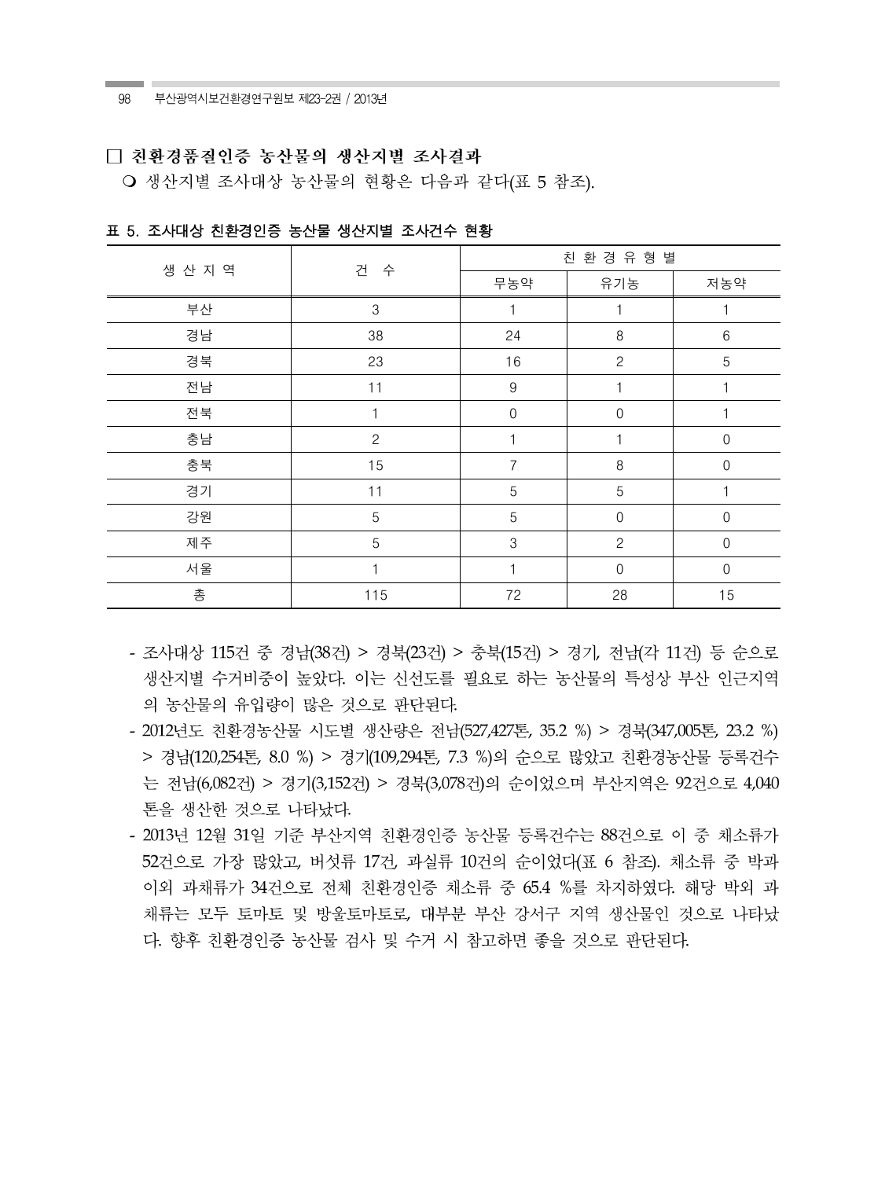### □ 친환경품질인증 농산물의 생산지별 조사결과

❍ 생산지별 조사대상 농산물의 현황은 다음과 같다(표 5 참조).

표 5. 조사대상 친환경인증 농산물 생산지별 조사건수 현황

| 생 산 지 역 | 건 수 | 친 환 경 유 형 별 | | |
|---|---|---|---|---|
| | | 무농약 | 유기농 | 저농약 |
| 부산 | 3 | 1 | 1 | 1 |
| 경남 | 38 | 24 | 8 | 6 |
| 경북 | 23 | 16 | 2 | 5 |
| 전남 | 11 | 9 | 1 | 1 |
| 전북 | 1 | 0 | 0 | 1 |
| 충남 | 2 | 1 | 1 | 0 |
| 충북 | 15 | 7 | 8 | 0 |
| 경기 | 11 | 5 | 5 | 1 |
| 강원 | 5 | 5 | 0 | 0 |
| 제주 | 5 | 3 | 2 | 0 |
| 서울 | 1 | 1 | 0 | 0 |
| 총 | 115 | 72 | 28 | 15 |

- 조사대상 115건 중 경남(38건) > 경북(23건) > 충북(15건) > 경기, 전남(각 11건) 등 순으로 생산지별 수거비중이 높았다. 이는 신선도를 필요로 하는 농산물의 특성상 부산 인근지역의 농산물의 유입량이 많은 것으로 판단된다.
- 2012년도 친환경농산물 시도별 생산량은 전남(527,427톤, 35.2 %) > 경북(347,005톤, 23.2 %) > 경남(120,254톤, 8.0 %) > 경기(109,294톤, 7.3 %)의 순으로 많았고 친환경농산물 등록건수는 전남(6,082건) > 경기(3,152건) > 경북(3,078건)의 순이었으며 부산지역은 92건으로 4,040톤을 생산한 것으로 나타났다.
- 2013년 12월 31일 기준 부산지역 친환경인증 농산물 등록건수는 88건으로 이 중 채소류가 52건으로 가장 많았고, 버섯류 17건, 과실류 10건의 순이었다(표 6 참조). 채소류 중 박과 이외 과채류가 34건으로 전체 친환경인증 채소류 중 65.4 %를 차지하였다. 해당 박외 과채류는 모두 토마토 및 방울토마토로, 대부분 부산 강서구 지역 생산물인 것으로 나타났다. 향후 친환경인증 농산물 검사 및 수거 시 참고하면 좋을 것으로 판단된다.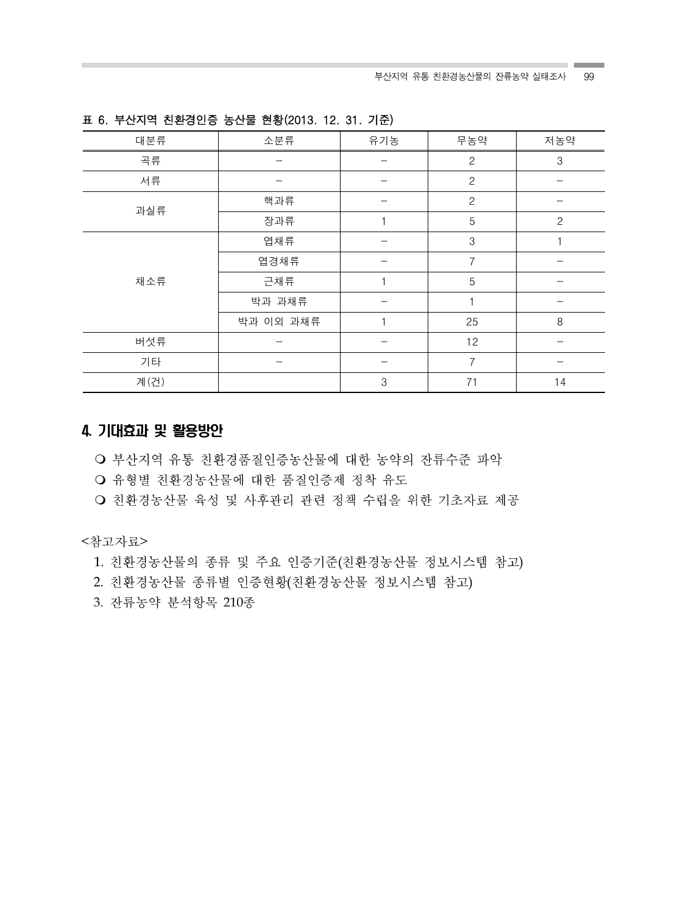표 6. 부산지역 친환경인증 농산물 현황(2013. 12. 31. 기준)

| 대분류 | 소분류 | 유기농 | 무농약 | 저농약 |
|---|---|---|---|---|
| 곡류 | – | – | 2 | 3 |
| 서류 | – | – | 2 | – |
| 과실류 | 핵과류 | – | 2 | – |
| | 장과류 | 1 | 5 | 2 |
| 채소류 | 엽채류 | – | 3 | 1 |
| | 엽경채류 | – | 7 | – |
| | 근채류 | 1 | 5 | – |
| | 박과 과채류 | – | 1 | – |
| | 박과 이외 과채류 | 1 | 25 | 8 |
| 버섯류 | – | – | 12 | – |
| 기타 | – | – | 7 | – |
| 계(건) | | 3 | 71 | 14 |

## 4. 기대효과 및 활용방안

- 부산지역 유통 친환경품질인증농산물에 대한 농약의 잔류수준 파악
- 유형별 친환경농산물에 대한 품질인증제 정착 유도
- 친환경농산물 육성 및 사후관리 관련 정책 수립을 위한 기초자료 제공

<참고자료>

1. 친환경농산물의 종류 및 주요 인증기준(친환경농산물 정보시스템 참고)
2. 친환경농산물 종류별 인증현황(친환경농산물 정보시스템 참고)
3. 잔류농약 분석항목 210종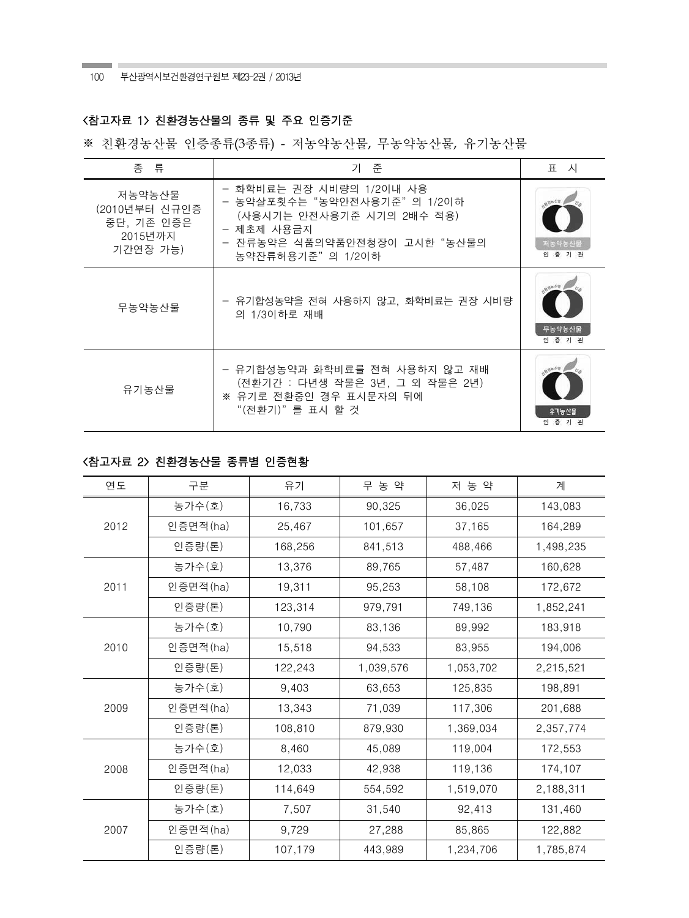**<참고자료 1> 친환경농산물의 종류 및 주요 인증기준**

※ 친환경농산물 인증종류(3종류) - 저농약농산물, 무농약농산물, 유기농산물

| 종 류 | 기 준 | 표 시 |
|---|---|---|
| 저농약농산물 (2010년부터 신규인증 중단, 기존 인증은 2015년까지 기간연장 가능) | - 화학비료는 권장 시비량의 1/2이내 사용<br>- 농약살포횟수는 "농약안전사용기준"의 1/2이하 (사용시기는 안전사용기준 시기의 2배수 적용)<br>- 제초제 사용금지<br>- 잔류농약은 식품의약품안전청장이 고시한 "농산물의 농약잔류허용기준"의 1/2이하 | 저농약농산물 인증기관 |
| 무농약농산물 | - 유기합성농약을 전혀 사용하지 않고, 화학비료는 권장 시비량의 1/3이하로 재배 | 무농약농산물 인증기관 |
| 유기농산물 | - 유기합성농약과 화학비료를 전혀 사용하지 않고 재배 (전환기간 : 다년생 작물은 3년, 그 외 작물은 2년)<br>※ 유기로 전환중인 경우 표시문자의 뒤에 "(전환기)"를 표시 할 것 | 유기농산물 인증기관 |

**<참고자료 2> 친환경농산물 종류별 인증현황**

| 연도 | 구분 | 유기 | 무 농 약 | 저 농 약 | 계 |
|---|---|---|---|---|---|
| 2012 | 농가수(호) | 16,733 | 90,325 | 36,025 | 143,083 |
| | 인증면적(ha) | 25,467 | 101,657 | 37,165 | 164,289 |
| | 인증량(톤) | 168,256 | 841,513 | 488,466 | 1,498,235 |
| 2011 | 농가수(호) | 13,376 | 89,765 | 57,487 | 160,628 |
| | 인증면적(ha) | 19,311 | 95,253 | 58,108 | 172,672 |
| | 인증량(톤) | 123,314 | 979,791 | 749,136 | 1,852,241 |
| 2010 | 농가수(호) | 10,790 | 83,136 | 89,992 | 183,918 |
| | 인증면적(ha) | 15,518 | 94,533 | 83,955 | 194,006 |
| | 인증량(톤) | 122,243 | 1,039,576 | 1,053,702 | 2,215,521 |
| 2009 | 농가수(호) | 9,403 | 63,653 | 125,835 | 198,891 |
| | 인증면적(ha) | 13,343 | 71,039 | 117,306 | 201,688 |
| | 인증량(톤) | 108,810 | 879,930 | 1,369,034 | 2,357,774 |
| 2008 | 농가수(호) | 8,460 | 45,089 | 119,004 | 172,553 |
| | 인증면적(ha) | 12,033 | 42,938 | 119,136 | 174,107 |
| | 인증량(톤) | 114,649 | 554,592 | 1,519,070 | 2,188,311 |
| 2007 | 농가수(호) | 7,507 | 31,540 | 92,413 | 131,460 |
| | 인증면적(ha) | 9,729 | 27,288 | 85,865 | 122,882 |
| | 인증량(톤) | 107,179 | 443,989 | 1,234,706 | 1,785,874 |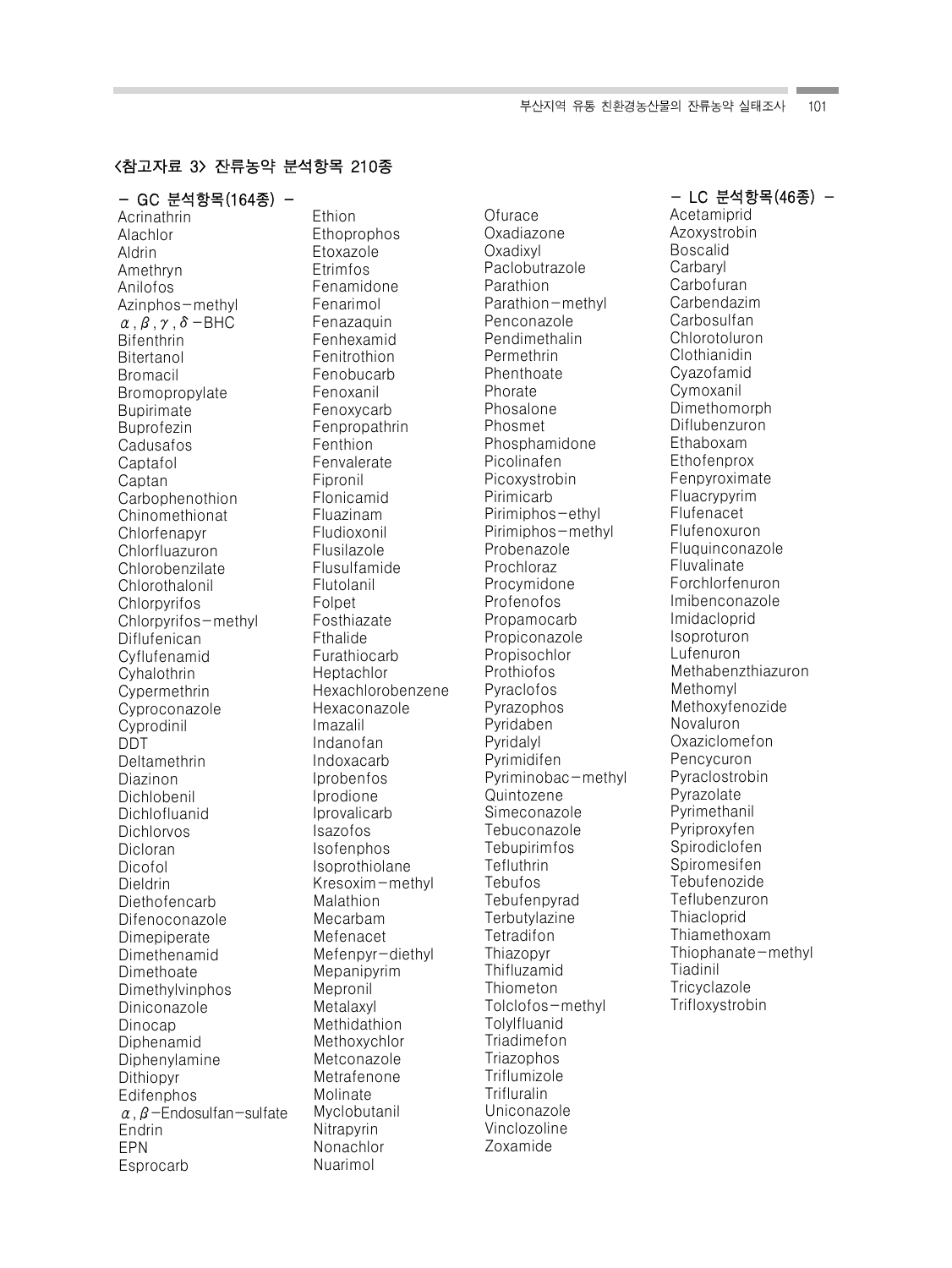## <참고자료 3> 잔류농약 분석항목 210종

### - GC 분석항목(164종) -

Acrinathrin
Alachlor
Aldrin
Amethryn
Anilofos
Azinphos-methyl
$\alpha$, $\beta$, $\gamma$, $\delta$-BHC
Bifenthrin
Bitertanol
Bromacil
Bromopropylate
Bupirimate
Buprofezin
Cadusafos
Captafol
Captan
Carbophenothion
Chinomethionat
Chlorfenapyr
Chlorfluazuron
Chlorobenzilate
Chlorothalonil
Chlorpyrifos
Chlorpyrifos-methyl
Diflufenican
Cyflufenamid
Cyhalothrin
Cypermethrin
Cyproconazole
Cyprodinil
DDT
Deltamethrin
Diazinon
Dichlobenil
Dichlofluanid
Dichlorvos
Dicloran
Dicofol
Dieldrin
Diethofencarb
Difenoconazole
Dimepiperate
Dimethenamid
Dimethoate
Dimethylvinphos
Diniconazole
Dinocap
Diphenamid
Diphenylamine
Dithiopyr
Edifenphos
$\alpha$, $\beta$-Endosulfan-sulfate
Endrin
EPN
Esprocarb
Ethion
Ethoprophos
Etoxazole
Etrimfos
Fenamidone
Fenarimol
Fenazaquin
Fenhexamid
Fenitrothion
Fenobucarb
Fenoxanil
Fenoxycarb
Fenpropathrin
Fenthion
Fenvalerate
Fipronil
Flonicamid
Fluazinam
Fludioxonil
Flusilazole
Flusulfamide
Flutolanil
Folpet
Fosthiazate
Fthalide
Furathiocarb
Heptachlor
Hexachlorobenzene
Hexaconazole
Imazalil
Indanofan
Indoxacarb
Iprobenfos
Iprodione
Iprovalicarb
Isazofos
Isofenphos
Isoprothiolane
Kresoxim-methyl
Malathion
Mecarbam
Mefenacet
Mefenpyr-diethyl
Mepanipyrim
Mepronil
Metalaxyl
Methidathion
Methoxychlor
Metconazole
Metrafenone
Molinate
Myclobutanil
Nitrapyrin
Nonachlor
Nuarimol
Ofurace
Oxadiazone
Oxadixyl
Paclobutrazole
Parathion
Parathion-methyl
Penconazole
Pendimethalin
Permethrin
Phenthoate
Phorate
Phosalone
Phosmet
Phosphamidone
Picolinafen
Picoxystrobin
Pirimicarb
Pirimiphos-ethyl
Pirimiphos-methyl
Probenazole
Prochloraz
Procymidone
Profenofos
Propamocarb
Propiconazole
Propisochlor
Prothiofos
Pyraclofos
Pyrazophos
Pyridaben
Pyridalyl
Pyrimidifen
Pyriminobac-methyl
Quintozene
Simeconazole
Tebuconazole
Tebupirimfos
Tefluthrin
Tebufos
Tebufenpyrad
Terbutylazine
Tetradifon
Thiazopyr
Thifluzamid
Thiometon
Tolclofos-methyl
Tolylfluanid
Triadimefon
Triazophos
Triflumizole
Trifluralin
Uniconazole
Vinclozoline
Zoxamide

### - LC 분석항목(46종) -

Acetamiprid
Azoxystrobin
Boscalid
Carbaryl
Carbofuran
Carbendazim
Carbosulfan
Chlorotoluron
Clothianidin
Cyazofamid
Cymoxanil
Dimethomorph
Diflubenzuron
Ethaboxam
Ethofenprox
Fenpyroximate
Fluacrypyrim
Flufenacet
Flufenoxuron
Fluquinconazole
Fluvalinate
Forchlorfenuron
Imibenconazole
Imidacloprid
Isoproturon
Lufenuron
Methabenzthiazuron
Methomyl
Methoxyfenozide
Novaluron
Oxaziclomefon
Pencycuron
Pyraclostrobin
Pyrazolate
Pyrimethanil
Pyriproxyfen
Spirodiclofen
Spiromesifen
Tebufenozide
Teflubenzuron
Thiacloprid
Thiamethoxam
Thiophanate-methyl
Tiadinil
Tricyclazole
Trifloxystrobin